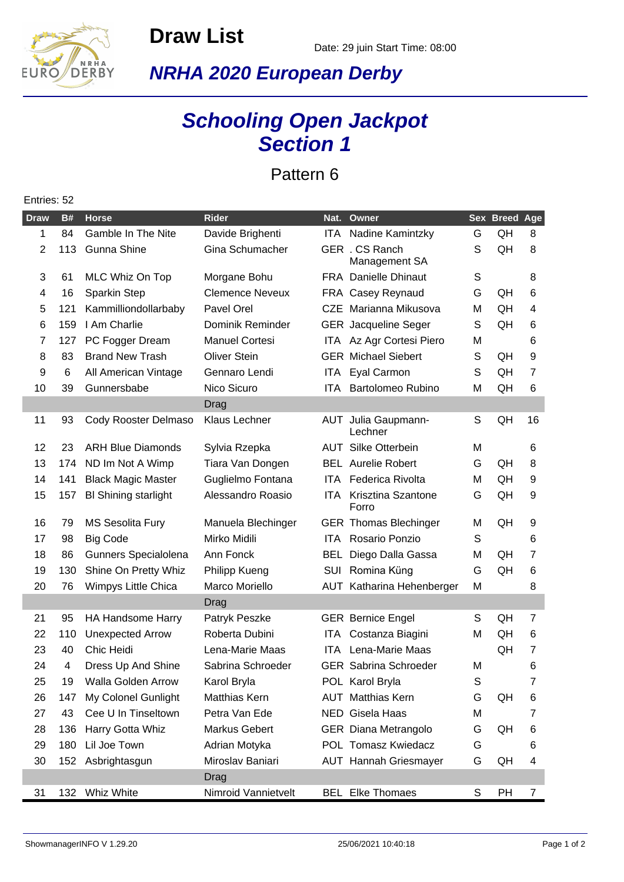# Draw List

Date: 29 juin Start Time: 08:00

## *NRHA 2020 European Derby*

# *Schooling Open Jackpot Section 1*

## Pattern 6

Entries: 52

| Draw | B# | Horse | Rider | Nat. | Owner | Sex | Breed | Age |
|---|---|---|---|---|---|---|---|---|
| 1 | 84 | Gamble In The Nite | Davide Brighenti | ITA | Nadine Kamintzky | G | QH | 8 |
| 2 | 113 | Gunna Shine | Gina Schumacher | GER | . CS Ranch Management SA | S | QH | 8 |
| 3 | 61 | MLC Whiz On Top | Morgane Bohu | FRA | Danielle Dhinaut | S | | 8 |
| 4 | 16 | Sparkin Step | Clemence Neveux | FRA | Casey Reynaud | G | QH | 6 |
| 5 | 121 | Kammilliondollarbaby | Pavel Orel | CZE | Marianna Mikusova | M | QH | 4 |
| 6 | 159 | I Am Charlie | Dominik Reminder | GER | Jacqueline Seger | S | QH | 6 |
| 7 | 127 | PC Fogger Dream | Manuel Cortesi | ITA | Az Agr Cortesi Piero | M | | 6 |
| 8 | 83 | Brand New Trash | Oliver Stein | GER | Michael Siebert | S | QH | 9 |
| 9 | 6 | All American Vintage | Gennaro Lendi | ITA | Eyal Carmon | S | QH | 7 |
| 10 | 39 | Gunnersbabe | Nico Sicuro | ITA | Bartolomeo Rubino | M | QH | 6 |
| | | | Drag | | | | | |
| 11 | 93 | Cody Rooster Delmaso | Klaus Lechner | AUT | Julia Gaupmann-Lechner | S | QH | 16 |
| 12 | 23 | ARH Blue Diamonds | Sylvia Rzepka | AUT | Silke Otterbein | M | | 6 |
| 13 | 174 | ND Im Not A Wimp | Tiara Van Dongen | BEL | Aurelie Robert | G | QH | 8 |
| 14 | 141 | Black Magic Master | Guglielmo Fontana | ITA | Federica Rivolta | M | QH | 9 |
| 15 | 157 | Bl Shining starlight | Alessandro Roasio | ITA | Krisztina Szantone Forro | G | QH | 9 |
| 16 | 79 | MS Sesolita Fury | Manuela Blechinger | GER | Thomas Blechinger | M | QH | 9 |
| 17 | 98 | Big Code | Mirko Midili | ITA | Rosario Ponzio | S | | 6 |
| 18 | 86 | Gunners Specialolena | Ann Fonck | BEL | Diego Dalla Gassa | M | QH | 7 |
| 19 | 130 | Shine On Pretty Whiz | Philipp Kueng | SUI | Romina Küng | G | QH | 6 |
| 20 | 76 | Wimpys Little Chica | Marco Moriello | AUT | Katharina Hehenberger | M | | 8 |
| | | | Drag | | | | | |
| 21 | 95 | HA Handsome Harry | Patryk Peszke | GER | Bernice Engel | S | QH | 7 |
| 22 | 110 | Unexpected Arrow | Roberta Dubini | ITA | Costanza Biagini | M | QH | 6 |
| 23 | 40 | Chic Heidi | Lena-Marie Maas | ITA | Lena-Marie Maas | | QH | 7 |
| 24 | 4 | Dress Up And Shine | Sabrina Schroeder | GER | Sabrina Schroeder | M | | 6 |
| 25 | 19 | Walla Golden Arrow | Karol Bryla | POL | Karol Bryla | S | | 7 |
| 26 | 147 | My Colonel Gunlight | Matthias Kern | AUT | Matthias Kern | G | QH | 6 |
| 27 | 43 | Cee U In Tinseltown | Petra Van Ede | NED | Gisela Haas | M | | 7 |
| 28 | 136 | Harry Gotta Whiz | Markus Gebert | GER | Diana Metrangolo | G | QH | 6 |
| 29 | 180 | Lil Joe Town | Adrian Motyka | POL | Tomasz Kwiedacz | G | | 6 |
| 30 | 152 | Asbrightasgun | Miroslav Baniari | AUT | Hannah Griesmayer | G | QH | 4 |
| | | | Drag | | | | | |
| 31 | 132 | Whiz White | Nimroid Vannietvelt | BEL | Elke Thomaes | S | PH | 7 |

ShowmanagerINFO V 1.29.20 25/06/2021 10:40:18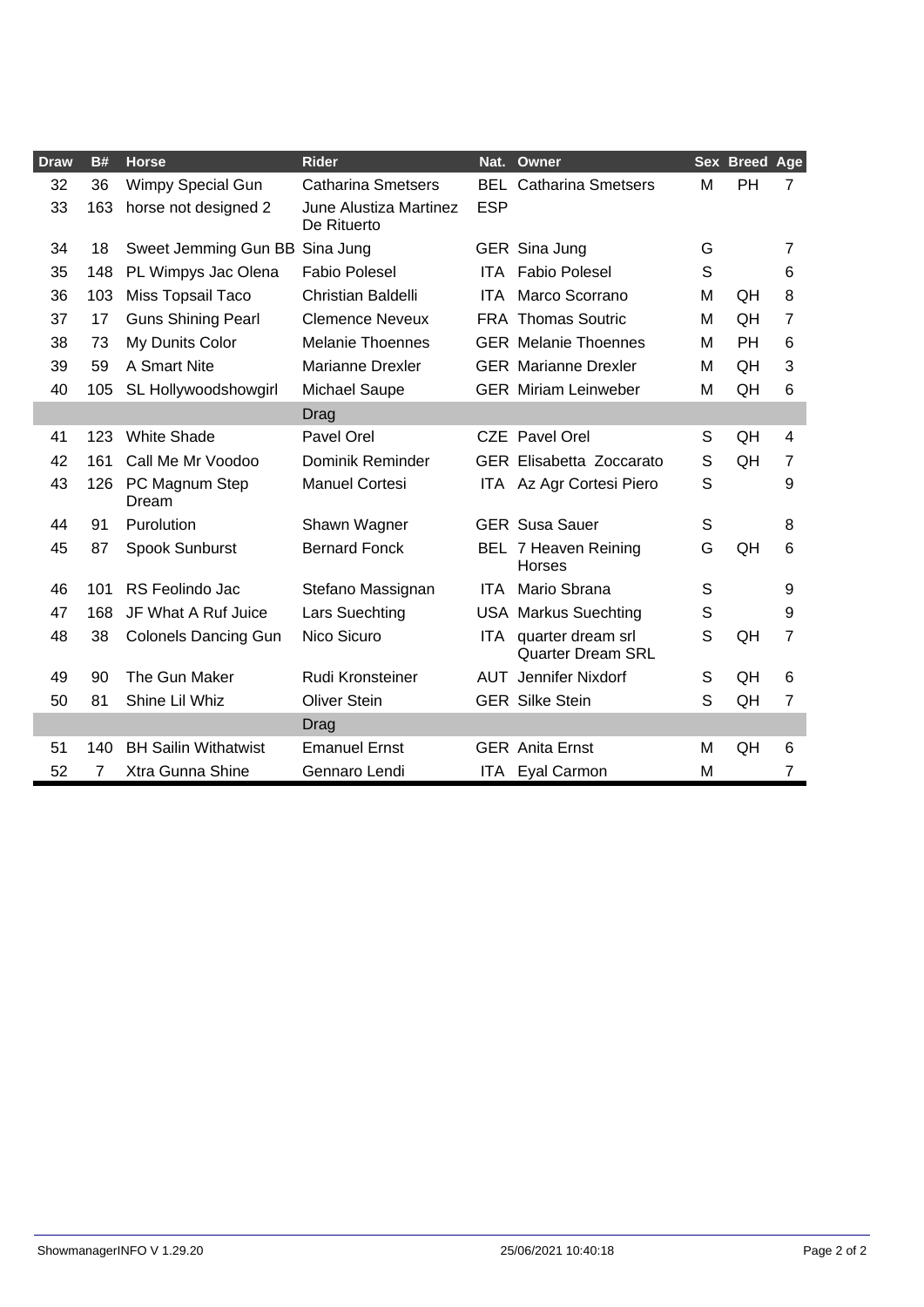| Draw | B# | Horse | Rider | Nat. | Owner | Sex | Breed | Age |
|---|---|---|---|---|---|---|---|---|
| 32 | 36 | Wimpy Special Gun | Catharina Smetsers | BEL | Catharina Smetsers | M | PH | 7 |
| 33 | 163 | horse not designed 2 | June Alustiza Martinez De Rituerto | ESP | | | | |
| 34 | 18 | Sweet Jemming Gun BB | Sina Jung | GER | Sina Jung | G | | 7 |
| 35 | 148 | PL Wimpys Jac Olena | Fabio Polesel | ITA | Fabio Polesel | S | | 6 |
| 36 | 103 | Miss Topsail Taco | Christian Baldelli | ITA | Marco Scorrano | M | QH | 8 |
| 37 | 17 | Guns Shining Pearl | Clemence Neveux | FRA | Thomas Soutric | M | QH | 7 |
| 38 | 73 | My Dunits Color | Melanie Thoennes | GER | Melanie Thoennes | M | PH | 6 |
| 39 | 59 | A Smart Nite | Marianne Drexler | GER | Marianne Drexler | M | QH | 3 |
| 40 | 105 | SL Hollywoodshowgirl | Michael Saupe | GER | Miriam Leinweber | M | QH | 6 |
| | | | Drag | | | | | |
| 41 | 123 | White Shade | Pavel Orel | CZE | Pavel Orel | S | QH | 4 |
| 42 | 161 | Call Me Mr Voodoo | Dominik Reminder | GER | Elisabetta Zoccarato | S | QH | 7 |
| 43 | 126 | PC Magnum Step Dream | Manuel Cortesi | ITA | Az Agr Cortesi Piero | S | | 9 |
| 44 | 91 | Purolution | Shawn Wagner | GER | Susa Sauer | S | | 8 |
| 45 | 87 | Spook Sunburst | Bernard Fonck | BEL | 7 Heaven Reining Horses | G | QH | 6 |
| 46 | 101 | RS Feolindo Jac | Stefano Massignan | ITA | Mario Sbrana | S | | 9 |
| 47 | 168 | JF What A Ruf Juice | Lars Suechting | USA | Markus Suechting | S | | 9 |
| 48 | 38 | Colonels Dancing Gun | Nico Sicuro | ITA | quarter dream srl Quarter Dream SRL | S | QH | 7 |
| 49 | 90 | The Gun Maker | Rudi Kronsteiner | AUT | Jennifer Nixdorf | S | QH | 6 |
| 50 | 81 | Shine Lil Whiz | Oliver Stein | GER | Silke Stein | S | QH | 7 |
| | | | Drag | | | | | |
| 51 | 140 | BH Sailin Withatwist | Emanuel Ernst | GER | Anita Ernst | M | QH | 6 |
| 52 | 7 | Xtra Gunna Shine | Gennaro Lendi | ITA | Eyal Carmon | M | | 7 |

ShowmanagerINFO V 1.29.20 25/06/2021 10:40:18